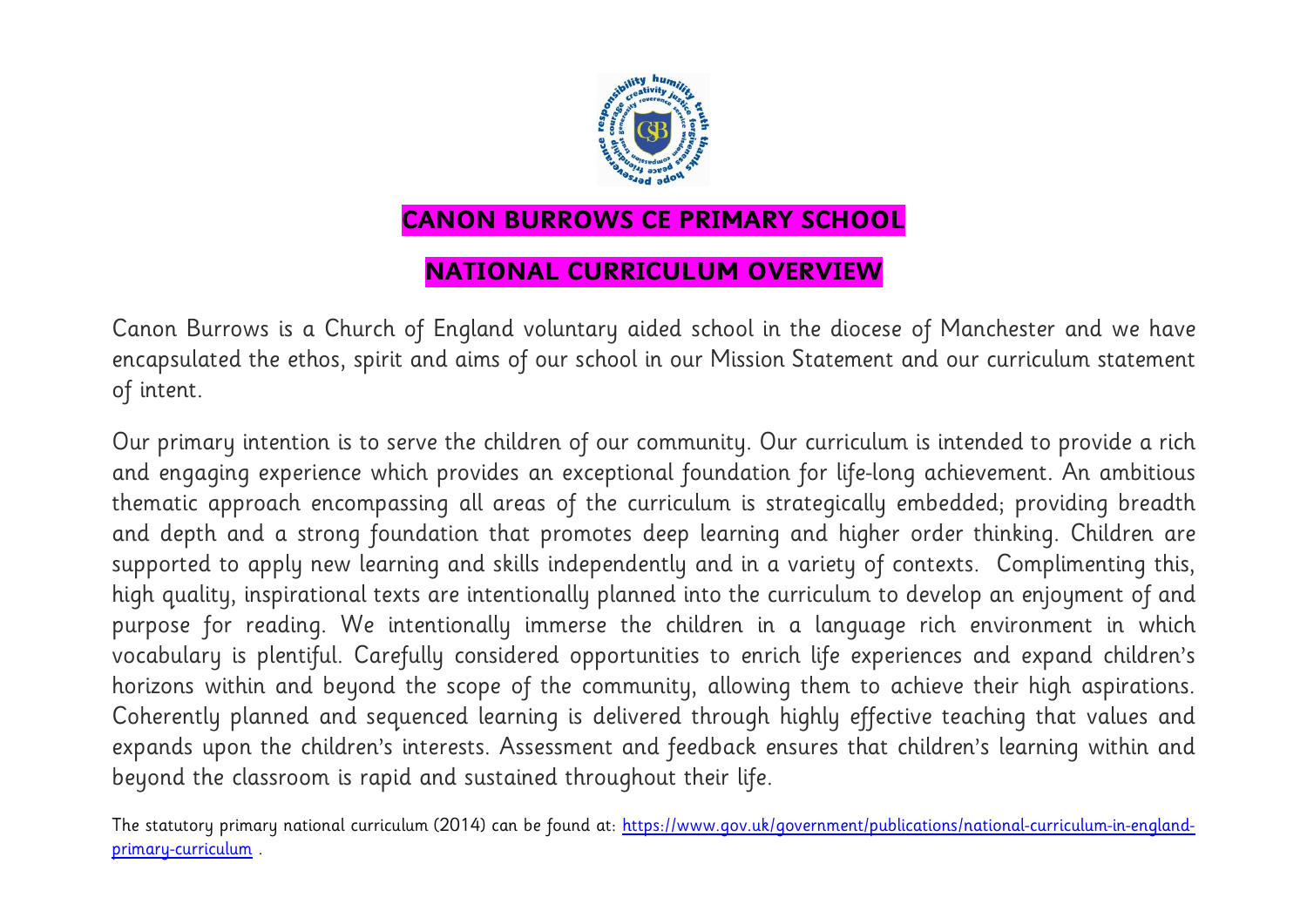# CANON BURROWS CE PRIMARY SCHOOL

## NATIONAL CURRICULUM OVERVIEW

Canon Burrows is a Church of England voluntary aided school in the diocese of Manchester and we have encapsulated the ethos, spirit and aims of our school in our Mission Statement and our curriculum statement of intent.

Our primary intention is to serve the children of our community. Our curriculum is intended to provide a rich and engaging experience which provides an exceptional foundation for life-long achievement. An ambitious thematic approach encompassing all areas of the curriculum is strategically embedded; providing breadth and depth and a strong foundation that promotes deep learning and higher order thinking. Children are supported to apply new learning and skills independently and in a variety of contexts. Complimenting this, high quality, inspirational texts are intentionally planned into the curriculum to develop an enjoyment of and purpose for reading. We intentionally immerse the children in a language rich environment in which vocabulary is plentiful. Carefully considered opportunities to enrich life experiences and expand children's horizons within and beyond the scope of the community, allowing them to achieve their high aspirations. Coherently planned and sequenced learning is delivered through highly effective teaching that values and expands upon the children's interests. Assessment and feedback ensures that children's learning within and beyond the classroom is rapid and sustained throughout their life.

The statutory primary national curriculum (2014) can be found at: [https://www.gov.uk/government/publications/national-curriculum-in-england-primary-curriculum](https://www.gov.uk/government/publications/national-curriculum-in-england-primary-curriculum) .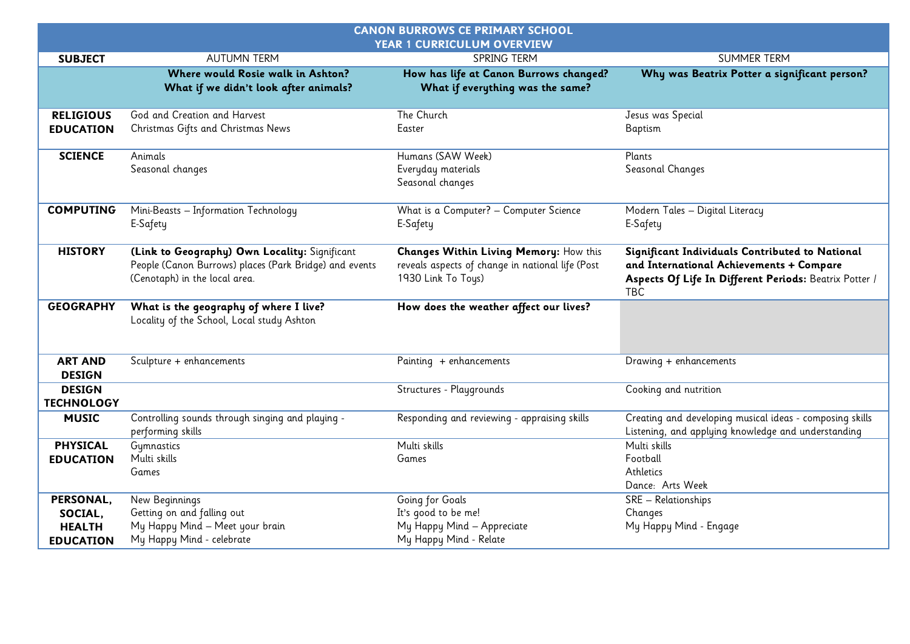| CANON BURROWS CE PRIMARY SCHOOL<br>YEAR 1 CURRICULUM OVERVIEW | | | |
|---|---|---|---|
| **SUBJECT** | AUTUMN TERM | SPRING TERM | SUMMER TERM |
| | **Where would Rosie walk in Ashton?**<br>**What if we didn't look after animals?** | **How has life at Canon Burrows changed?**<br>**What if everything was the same?** | **Why was Beatrix Potter a significant person?** |
| **RELIGIOUS EDUCATION** | God and Creation and Harvest<br>Christmas Gifts and Christmas News | The Church<br>Easter | Jesus was Special<br>Baptism |
| **SCIENCE** | Animals<br>Seasonal changes | Humans (SAW Week)<br>Everyday materials<br>Seasonal changes | Plants<br>Seasonal Changes |
| **COMPUTING** | Mini-Beasts – Information Technology<br>E-Safety | What is a Computer? – Computer Science<br>E-Safety | Modern Tales – Digital Literacy<br>E-Safety |
| **HISTORY** | **(Link to Geography) Own Locality:** Significant People (Canon Burrows) places (Park Bridge) and events (Cenotaph) in the local area. | **Changes Within Living Memory:** How this reveals aspects of change in national life (Post 1930 Link To Toys) | **Significant Individuals Contributed to National and International Achievements + Compare Aspects Of Life In Different Periods:** Beatrix Potter / TBC |
| **GEOGRAPHY** | **What is the geography of where I live?**<br>Locality of the School, Local study Ashton | **How does the weather affect our lives?** | |
| **ART AND DESIGN** | Sculpture + enhancements | Painting + enhancements | Drawing + enhancements |
| **DESIGN TECHNOLOGY** | | Structures - Playgrounds | Cooking and nutrition |
| **MUSIC** | Controlling sounds through singing and playing - performing skills | Responding and reviewing - appraising skills | Creating and developing musical ideas - composing skills<br>Listening, and applying knowledge and understanding |
| **PHYSICAL EDUCATION** | Gymnastics<br>Multi skills<br>Games | Multi skills<br>Games | Multi skills<br>Football<br>Athletics<br>Dance: Arts Week |
| **PERSONAL, SOCIAL, HEALTH EDUCATION** | New Beginnings<br>Getting on and falling out<br>My Happy Mind – Meet your brain<br>My Happy Mind - celebrate | Going for Goals<br>It's good to be me!<br>My Happy Mind – Appreciate<br>My Happy Mind - Relate | SRE – Relationships<br>Changes<br>My Happy Mind - Engage |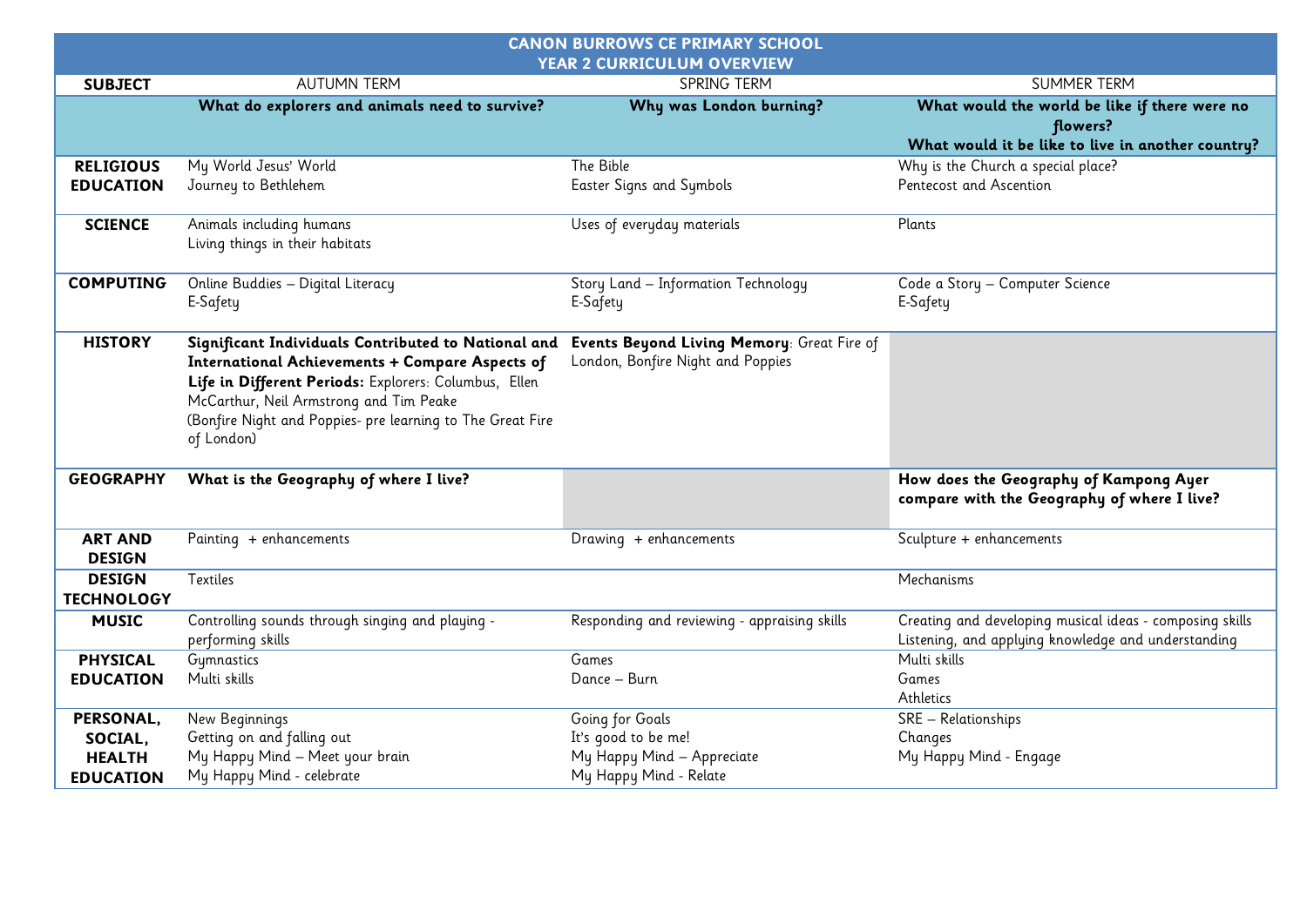| CANON BURROWS CE PRIMARY SCHOOL<br>YEAR 2 CURRICULUM OVERVIEW | | | |
|---|---|---|---|
| **SUBJECT** | AUTUMN TERM | SPRING TERM | SUMMER TERM |
| | **What do explorers and animals need to survive?** | **Why was London burning?** | **What would the world be like if there were no flowers?**<br>**What would it be like to live in another country?** |
| **RELIGIOUS EDUCATION** | My World Jesus' World<br>Journey to Bethlehem | The Bible<br>Easter Signs and Symbols | Why is the Church a special place?<br>Pentecost and Ascention |
| **SCIENCE** | Animals including humans<br>Living things in their habitats | Uses of everyday materials | Plants |
| **COMPUTING** | Online Buddies – Digital Literacy<br>E-Safety | Story Land – Information Technology<br>E-Safety | Code a Story – Computer Science<br>E-Safety |
| **HISTORY** | **Significant Individuals Contributed to National and International Achievements + Compare Aspects of Life in Different Periods:** Explorers: Columbus, Ellen McCarthur, Neil Armstrong and Tim Peake<br>(Bonfire Night and Poppies- pre learning to The Great Fire of London) | **Events Beyond Living Memory**: Great Fire of London, Bonfire Night and Poppies | |
| **GEOGRAPHY** | **What is the Geography of where I live?** | | **How does the Geography of Kampong Ayer compare with the Geography of where I live?** |
| **ART AND DESIGN** | Painting + enhancements | Drawing + enhancements | Sculpture + enhancements |
| **DESIGN TECHNOLOGY** | Textiles | | Mechanisms |
| **MUSIC** | Controlling sounds through singing and playing - performing skills | Responding and reviewing - appraising skills | Creating and developing musical ideas - composing skills<br>Listening, and applying knowledge and understanding |
| **PHYSICAL EDUCATION** | Gymnastics<br>Multi skills | Games<br>Dance – Burn | Multi skills<br>Games<br>Athletics |
| **PERSONAL, SOCIAL, HEALTH EDUCATION** | New Beginnings<br>Getting on and falling out<br>My Happy Mind – Meet your brain<br>My Happy Mind - celebrate | Going for Goals<br>It's good to be me!<br>My Happy Mind – Appreciate<br>My Happy Mind - Relate | SRE – Relationships<br>Changes<br>My Happy Mind - Engage |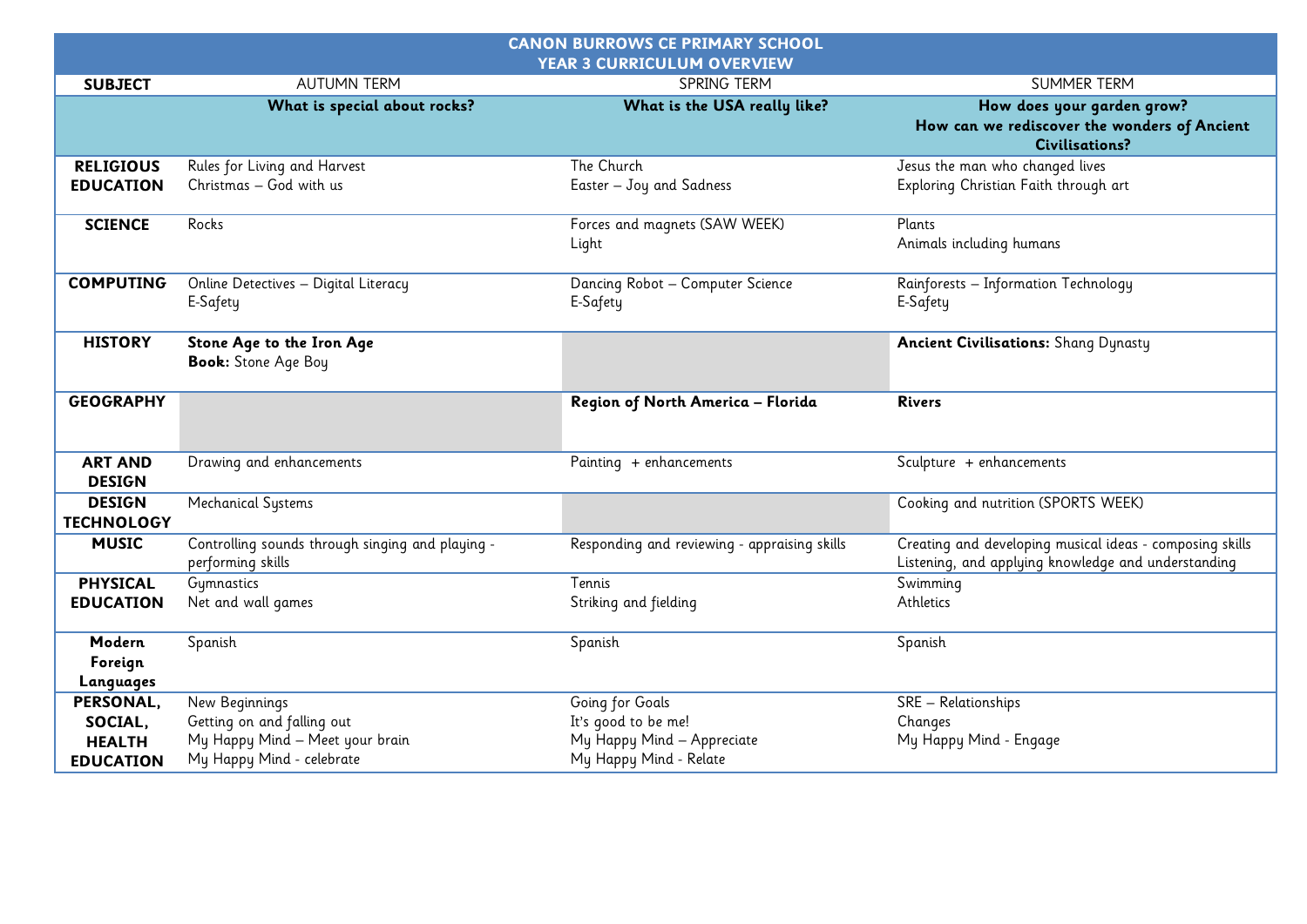# CANON BURROWS CE PRIMARY SCHOOL
## YEAR 3 CURRICULUM OVERVIEW

| SUBJECT | AUTUMN TERM | SPRING TERM | SUMMER TERM |
|---|---|---|---|
| | **What is special about rocks?** | **What is the USA really like?** | **How does your garden grow?** **How can we rediscover the wonders of Ancient Civilisations?** |
| **RELIGIOUS EDUCATION** | Rules for Living and Harvest<br>Christmas – God with us | The Church<br>Easter – Joy and Sadness | Jesus the man who changed lives<br>Exploring Christian Faith through art |
| **SCIENCE** | Rocks | Forces and magnets (SAW WEEK)<br>Light | Plants<br>Animals including humans |
| **COMPUTING** | Online Detectives – Digital Literacy<br>E-Safety | Dancing Robot – Computer Science<br>E-Safety | Rainforests – Information Technology<br>E-Safety |
| **HISTORY** | **Stone Age to the Iron Age**<br>**Book:** Stone Age Boy | | **Ancient Civilisations:** Shang Dynasty |
| **GEOGRAPHY** | | **Region of North America – Florida** | **Rivers** |
| **ART AND DESIGN** | Drawing and enhancements | Painting + enhancements | Sculpture + enhancements |
| **DESIGN TECHNOLOGY** | Mechanical Systems | | Cooking and nutrition (SPORTS WEEK) |
| **MUSIC** | Controlling sounds through singing and playing - performing skills | Responding and reviewing - appraising skills | Creating and developing musical ideas - composing skills<br>Listening, and applying knowledge and understanding |
| **PHYSICAL EDUCATION** | Gymnastics<br>Net and wall games | Tennis<br>Striking and fielding | Swimming<br>Athletics |
| **Modern Foreign Languages** | Spanish | Spanish | Spanish |
| **PERSONAL, SOCIAL, HEALTH EDUCATION** | New Beginnings<br>Getting on and falling out<br>My Happy Mind – Meet your brain<br>My Happy Mind - celebrate | Going for Goals<br>It's good to be me!<br>My Happy Mind – Appreciate<br>My Happy Mind - Relate | SRE – Relationships<br>Changes<br>My Happy Mind - Engage |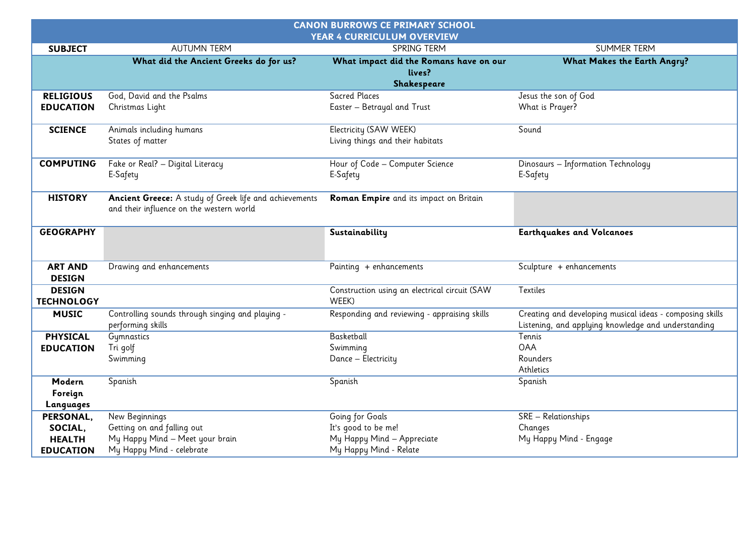| CANON BURROWS CE PRIMARY SCHOOL<br>YEAR 4 CURRICULUM OVERVIEW | | | |
|---|---|---|---|
| **SUBJECT** | AUTUMN TERM | SPRING TERM | SUMMER TERM |
| | **What did the Ancient Greeks do for us?** | **What impact did the Romans have on our lives?<br>Shakespeare** | **What Makes the Earth Angry?** |
| **RELIGIOUS EDUCATION** | God, David and the Psalms<br>Christmas Light | Sacred Places<br>Easter – Betrayal and Trust | Jesus the son of God<br>What is Prayer? |
| **SCIENCE** | Animals including humans<br>States of matter | Electricity (SAW WEEK)<br>Living things and their habitats | Sound |
| **COMPUTING** | Fake or Real? – Digital Literacy<br>E-Safety | Hour of Code – Computer Science<br>E-Safety | Dinosaurs – Information Technology<br>E-Safety |
| **HISTORY** | **Ancient Greece:** A study of Greek life and achievements and their influence on the western world | **Roman Empire** and its impact on Britain | |
| **GEOGRAPHY** | | **Sustainability** | **Earthquakes and Volcanoes** |
| **ART AND DESIGN** | Drawing and enhancements | Painting + enhancements | Sculpture + enhancements |
| **DESIGN TECHNOLOGY** | | Construction using an electrical circuit (SAW WEEK) | Textiles |
| **MUSIC** | Controlling sounds through singing and playing - performing skills | Responding and reviewing - appraising skills | Creating and developing musical ideas - composing skills<br>Listening, and applying knowledge and understanding |
| **PHYSICAL EDUCATION** | Gymnastics<br>Tri golf<br>Swimming | Basketball<br>Swimming<br>Dance – Electricity | Tennis<br>OAA<br>Rounders<br>Athletics |
| **Modern Foreign Languages** | Spanish | Spanish | Spanish |
| **PERSONAL, SOCIAL, HEALTH EDUCATION** | New Beginnings<br>Getting on and falling out<br>My Happy Mind – Meet your brain<br>My Happy Mind - celebrate | Going for Goals<br>It's good to be me!<br>My Happy Mind – Appreciate<br>My Happy Mind - Relate | SRE – Relationships<br>Changes<br>My Happy Mind - Engage |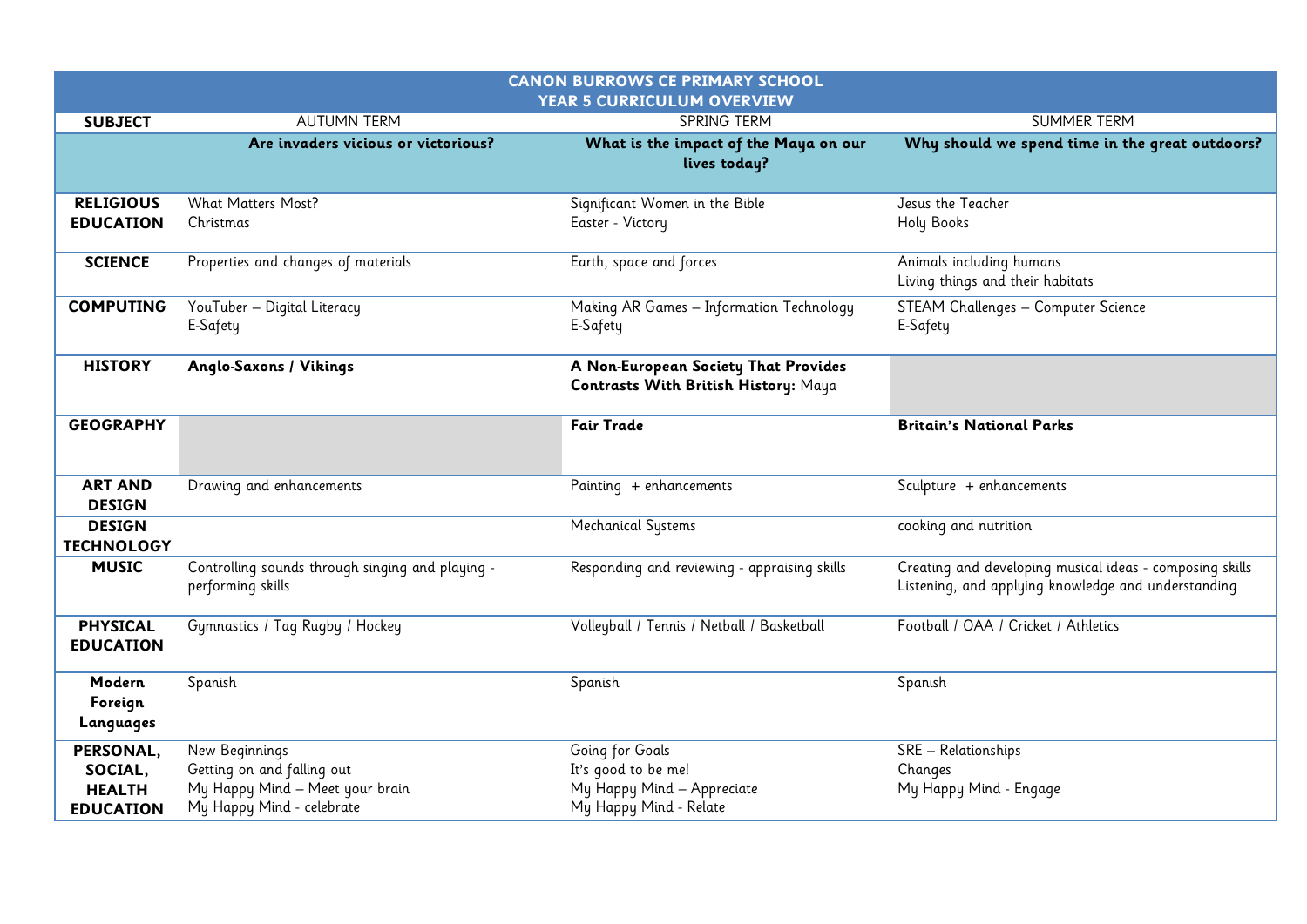| CANON BURROWS CE PRIMARY SCHOOL<br>YEAR 5 CURRICULUM OVERVIEW | | | |
|---|---|---|---|
| **SUBJECT** | AUTUMN TERM | SPRING TERM | SUMMER TERM |
| | **Are invaders vicious or victorious?** | **What is the impact of the Maya on our lives today?** | **Why should we spend time in the great outdoors?** |
| **RELIGIOUS EDUCATION** | What Matters Most?<br>Christmas | Significant Women in the Bible<br>Easter - Victory | Jesus the Teacher<br>Holy Books |
| **SCIENCE** | Properties and changes of materials | Earth, space and forces | Animals including humans<br>Living things and their habitats |
| **COMPUTING** | YouTuber – Digital Literacy<br>E-Safety | Making AR Games – Information Technology<br>E-Safety | STEAM Challenges – Computer Science<br>E-Safety |
| **HISTORY** | **Anglo-Saxons / Vikings** | **A Non-European Society That Provides Contrasts With British History:** Maya | |
| **GEOGRAPHY** | | **Fair Trade** | **Britain's National Parks** |
| **ART AND DESIGN** | Drawing and enhancements | Painting + enhancements | Sculpture + enhancements |
| **DESIGN TECHNOLOGY** | | Mechanical Systems | cooking and nutrition |
| **MUSIC** | Controlling sounds through singing and playing - performing skills | Responding and reviewing - appraising skills | Creating and developing musical ideas - composing skills<br>Listening, and applying knowledge and understanding |
| **PHYSICAL EDUCATION** | Gymnastics / Tag Rugby / Hockey | Volleyball / Tennis / Netball / Basketball | Football / OAA / Cricket / Athletics |
| **Modern Foreign Languages** | Spanish | Spanish | Spanish |
| **PERSONAL, SOCIAL, HEALTH EDUCATION** | New Beginnings<br>Getting on and falling out<br>My Happy Mind – Meet your brain<br>My Happy Mind - celebrate | Going for Goals<br>It's good to be me!<br>My Happy Mind – Appreciate<br>My Happy Mind - Relate | SRE – Relationships<br>Changes<br>My Happy Mind - Engage |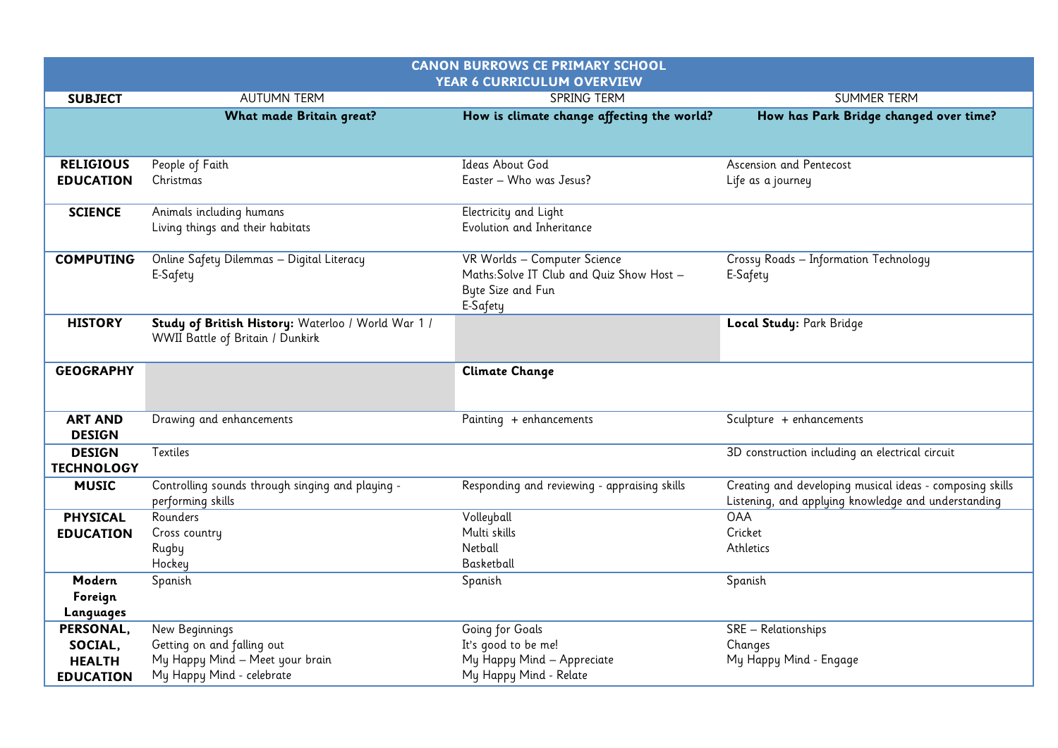| CANON BURROWS CE PRIMARY SCHOOL<br>YEAR 6 CURRICULUM OVERVIEW | | | |
|---|---|---|---|
| **SUBJECT** | AUTUMN TERM | SPRING TERM | SUMMER TERM |
| | **What made Britain great?** | **How is climate change affecting the world?** | **How has Park Bridge changed over time?** |
| **RELIGIOUS EDUCATION** | People of Faith<br>Christmas | Ideas About God<br>Easter – Who was Jesus? | Ascension and Pentecost<br>Life as a journey |
| **SCIENCE** | Animals including humans<br>Living things and their habitats | Electricity and Light<br>Evolution and Inheritance | |
| **COMPUTING** | Online Safety Dilemmas – Digital Literacy<br>E-Safety | VR Worlds – Computer Science<br>Maths:Solve IT Club and Quiz Show Host – Byte Size and Fun<br>E-Safety | Crossy Roads – Information Technology<br>E-Safety |
| **HISTORY** | **Study of British History:** Waterloo / World War 1 / WWII Battle of Britain / Dunkirk | | **Local Study:** Park Bridge |
| **GEOGRAPHY** | | **Climate Change** | |
| **ART AND DESIGN** | Drawing and enhancements | Painting + enhancements | Sculpture + enhancements |
| **DESIGN TECHNOLOGY** | Textiles | | 3D construction including an electrical circuit |
| **MUSIC** | Controlling sounds through singing and playing - performing skills | Responding and reviewing - appraising skills | Creating and developing musical ideas - composing skills<br>Listening, and applying knowledge and understanding |
| **PHYSICAL EDUCATION** | Rounders<br>Cross country<br>Rugby<br>Hockey | Volleyball<br>Multi skills<br>Netball<br>Basketball | OAA<br>Cricket<br>Athletics |
| **Modern Foreign Languages** | Spanish | Spanish | Spanish |
| **PERSONAL, SOCIAL, HEALTH EDUCATION** | New Beginnings<br>Getting on and falling out<br>My Happy Mind – Meet your brain<br>My Happy Mind - celebrate | Going for Goals<br>It's good to be me!<br>My Happy Mind – Appreciate<br>My Happy Mind - Relate | SRE – Relationships<br>Changes<br>My Happy Mind - Engage |